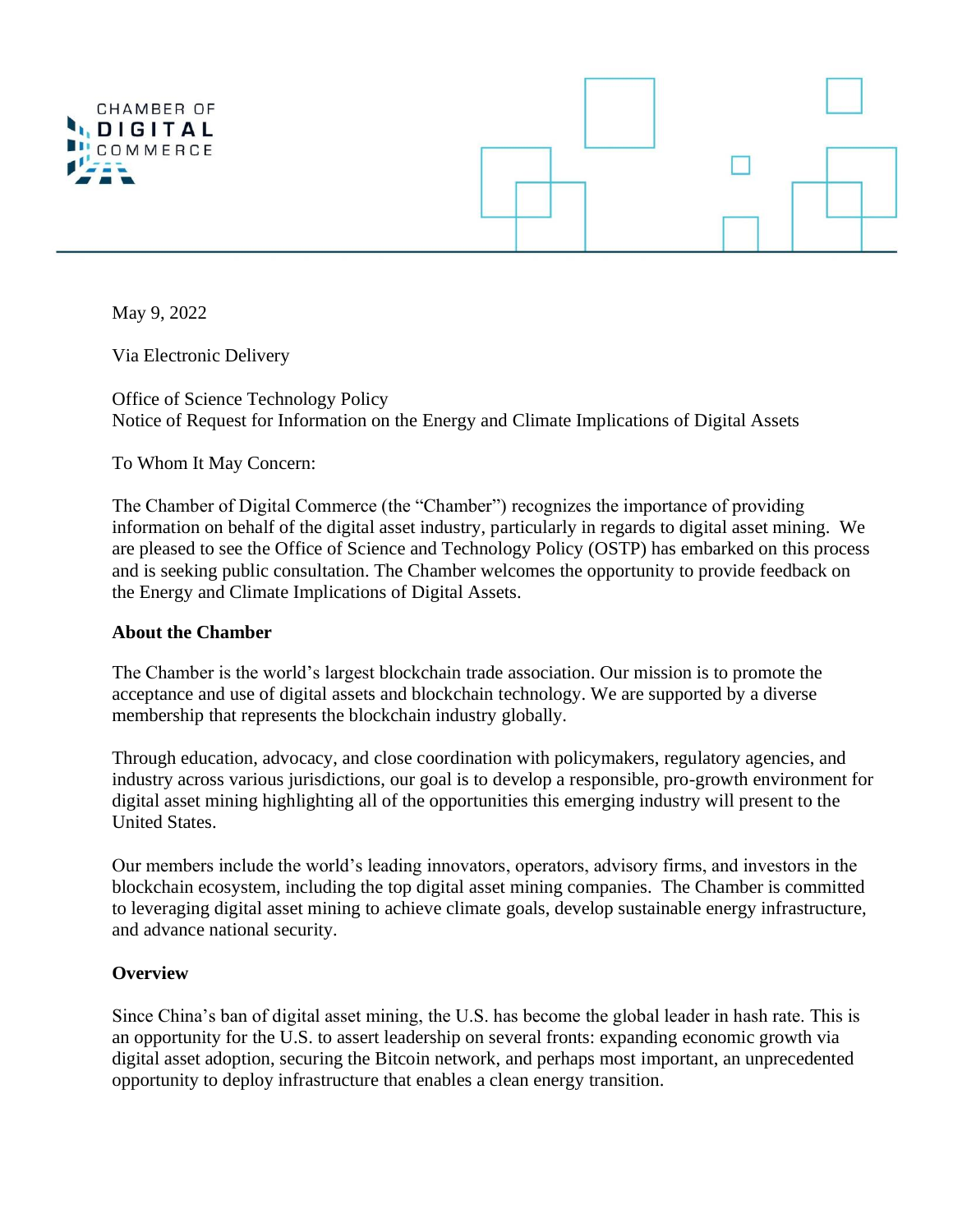May 9, 2022

Via Electronic Delivery

Office of Science Technology Policy
Notice of Request for Information on the Energy and Climate Implications of Digital Assets

To Whom It May Concern:

The Chamber of Digital Commerce (the "Chamber") recognizes the importance of providing information on behalf of the digital asset industry, particularly in regards to digital asset mining. We are pleased to see the Office of Science and Technology Policy (OSTP) has embarked on this process and is seeking public consultation. The Chamber welcomes the opportunity to provide feedback on the Energy and Climate Implications of Digital Assets.

**About the Chamber**

The Chamber is the world's largest blockchain trade association. Our mission is to promote the acceptance and use of digital assets and blockchain technology. We are supported by a diverse membership that represents the blockchain industry globally.

Through education, advocacy, and close coordination with policymakers, regulatory agencies, and industry across various jurisdictions, our goal is to develop a responsible, pro-growth environment for digital asset mining highlighting all of the opportunities this emerging industry will present to the United States.

Our members include the world's leading innovators, operators, advisory firms, and investors in the blockchain ecosystem, including the top digital asset mining companies. The Chamber is committed to leveraging digital asset mining to achieve climate goals, develop sustainable energy infrastructure, and advance national security.

**Overview**

Since China's ban of digital asset mining, the U.S. has become the global leader in hash rate. This is an opportunity for the U.S. to assert leadership on several fronts: expanding economic growth via digital asset adoption, securing the Bitcoin network, and perhaps most important, an unprecedented opportunity to deploy infrastructure that enables a clean energy transition.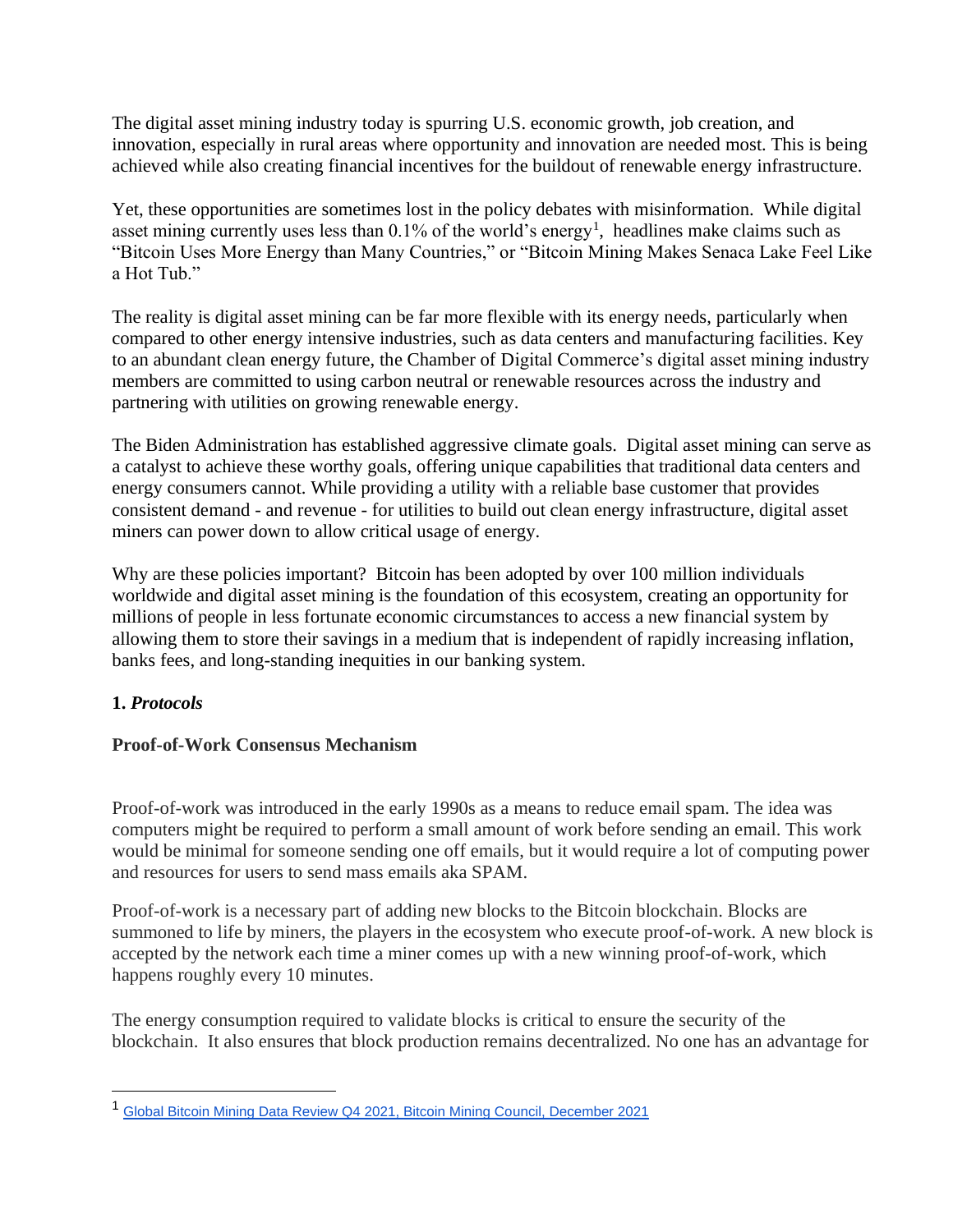The digital asset mining industry today is spurring U.S. economic growth, job creation, and innovation, especially in rural areas where opportunity and innovation are needed most. This is being achieved while also creating financial incentives for the buildout of renewable energy infrastructure.

Yet, these opportunities are sometimes lost in the policy debates with misinformation. While digital asset mining currently uses less than 0.1% of the world's energy[1], headlines make claims such as "Bitcoin Uses More Energy than Many Countries," or "Bitcoin Mining Makes Senaca Lake Feel Like a Hot Tub."

The reality is digital asset mining can be far more flexible with its energy needs, particularly when compared to other energy intensive industries, such as data centers and manufacturing facilities. Key to an abundant clean energy future, the Chamber of Digital Commerce's digital asset mining industry members are committed to using carbon neutral or renewable resources across the industry and partnering with utilities on growing renewable energy.

The Biden Administration has established aggressive climate goals. Digital asset mining can serve as a catalyst to achieve these worthy goals, offering unique capabilities that traditional data centers and energy consumers cannot. While providing a utility with a reliable base customer that provides consistent demand - and revenue - for utilities to build out clean energy infrastructure, digital asset miners can power down to allow critical usage of energy.

Why are these policies important? Bitcoin has been adopted by over 100 million individuals worldwide and digital asset mining is the foundation of this ecosystem, creating an opportunity for millions of people in less fortunate economic circumstances to access a new financial system by allowing them to store their savings in a medium that is independent of rapidly increasing inflation, banks fees, and long-standing inequities in our banking system.

## 1. *Protocols*

### Proof-of-Work Consensus Mechanism

Proof-of-work was introduced in the early 1990s as a means to reduce email spam. The idea was computers might be required to perform a small amount of work before sending an email. This work would be minimal for someone sending one off emails, but it would require a lot of computing power and resources for users to send mass emails aka SPAM.

Proof-of-work is a necessary part of adding new blocks to the Bitcoin blockchain. Blocks are summoned to life by miners, the players in the ecosystem who execute proof-of-work. A new block is accepted by the network each time a miner comes up with a new winning proof-of-work, which happens roughly every 10 minutes.

The energy consumption required to validate blocks is critical to ensure the security of the blockchain. It also ensures that block production remains decentralized. No one has an advantage for

---

[1] Global Bitcoin Mining Data Review Q4 2021, Bitcoin Mining Council, December 2021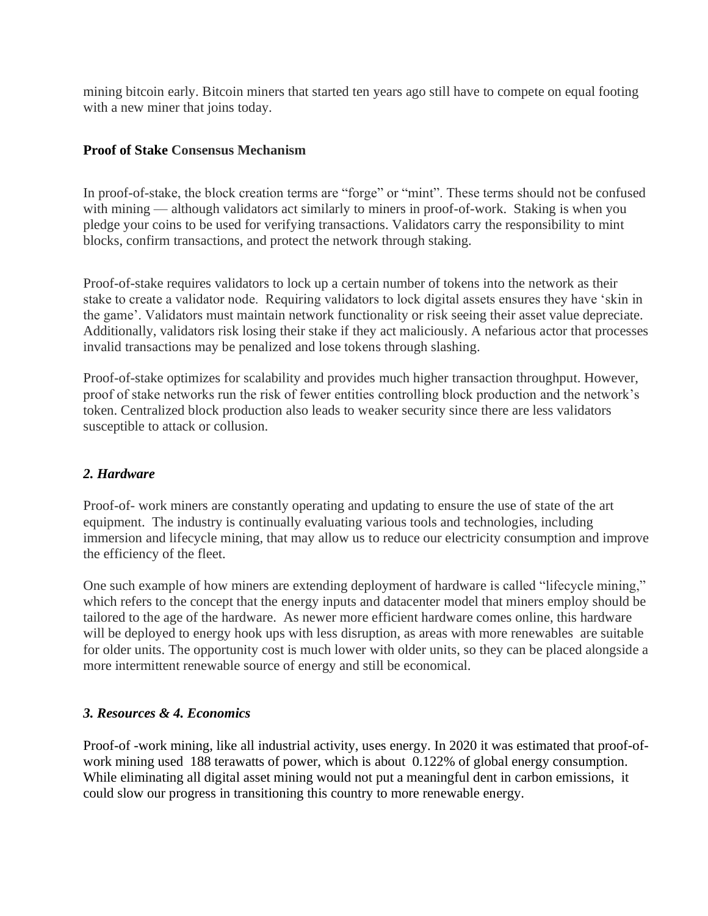mining bitcoin early. Bitcoin miners that started ten years ago still have to compete on equal footing with a new miner that joins today.

**Proof of Stake Consensus Mechanism**

In proof-of-stake, the block creation terms are "forge" or "mint". These terms should not be confused with mining — although validators act similarly to miners in proof-of-work. Staking is when you pledge your coins to be used for verifying transactions. Validators carry the responsibility to mint blocks, confirm transactions, and protect the network through staking.

Proof-of-stake requires validators to lock up a certain number of tokens into the network as their stake to create a validator node. Requiring validators to lock digital assets ensures they have 'skin in the game'. Validators must maintain network functionality or risk seeing their asset value depreciate. Additionally, validators risk losing their stake if they act maliciously. A nefarious actor that processes invalid transactions may be penalized and lose tokens through slashing.

Proof-of-stake optimizes for scalability and provides much higher transaction throughput. However, proof of stake networks run the risk of fewer entities controlling block production and the network's token. Centralized block production also leads to weaker security since there are less validators susceptible to attack or collusion.

### *2. Hardware*

Proof-of- work miners are constantly operating and updating to ensure the use of state of the art equipment. The industry is continually evaluating various tools and technologies, including immersion and lifecycle mining, that may allow us to reduce our electricity consumption and improve the efficiency of the fleet.

One such example of how miners are extending deployment of hardware is called "lifecycle mining," which refers to the concept that the energy inputs and datacenter model that miners employ should be tailored to the age of the hardware. As newer more efficient hardware comes online, this hardware will be deployed to energy hook ups with less disruption, as areas with more renewables are suitable for older units. The opportunity cost is much lower with older units, so they can be placed alongside a more intermittent renewable source of energy and still be economical.

### *3. Resources & 4. Economics*

Proof-of -work mining, like all industrial activity, uses energy. In 2020 it was estimated that proof-of-work mining used 188 terawatts of power, which is about 0.122% of global energy consumption. While eliminating all digital asset mining would not put a meaningful dent in carbon emissions, it could slow our progress in transitioning this country to more renewable energy.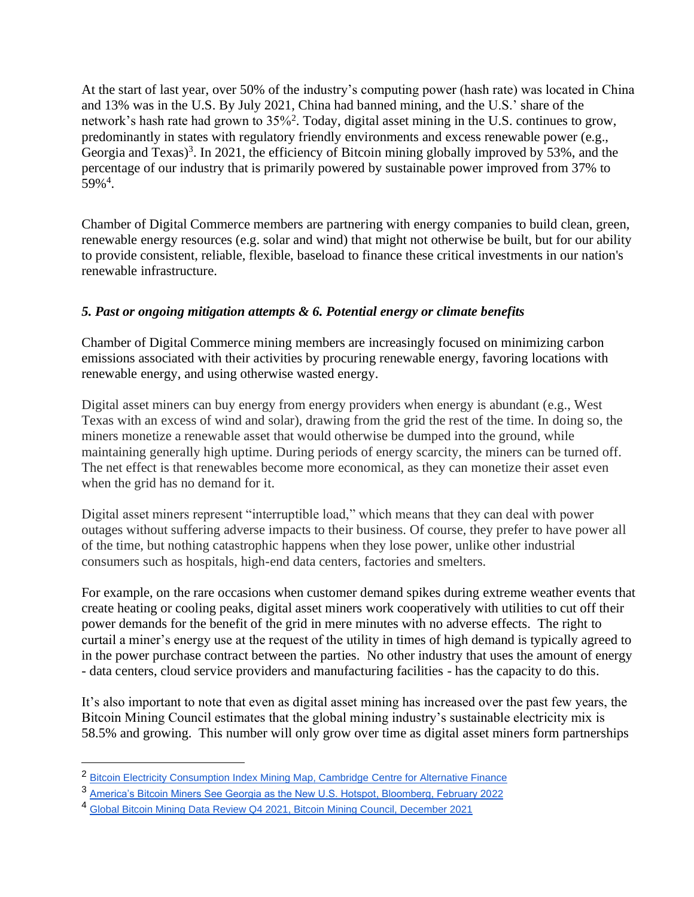At the start of last year, over 50% of the industry's computing power (hash rate) was located in China and 13% was in the U.S. By July 2021, China had banned mining, and the U.S.' share of the network's hash rate had grown to 35%[2]. Today, digital asset mining in the U.S. continues to grow, predominantly in states with regulatory friendly environments and excess renewable power (e.g., Georgia and Texas)[3]. In 2021, the efficiency of Bitcoin mining globally improved by 53%, and the percentage of our industry that is primarily powered by sustainable power improved from 37% to 59%[4].

Chamber of Digital Commerce members are partnering with energy companies to build clean, green, renewable energy resources (e.g. solar and wind) that might not otherwise be built, but for our ability to provide consistent, reliable, flexible, baseload to finance these critical investments in our nation's renewable infrastructure.

### *5. Past or ongoing mitigation attempts & 6. Potential energy or climate benefits*

Chamber of Digital Commerce mining members are increasingly focused on minimizing carbon emissions associated with their activities by procuring renewable energy, favoring locations with renewable energy, and using otherwise wasted energy.

Digital asset miners can buy energy from energy providers when energy is abundant (e.g., West Texas with an excess of wind and solar), drawing from the grid the rest of the time. In doing so, the miners monetize a renewable asset that would otherwise be dumped into the ground, while maintaining generally high uptime. During periods of energy scarcity, the miners can be turned off. The net effect is that renewables become more economical, as they can monetize their asset even when the grid has no demand for it.

Digital asset miners represent "interruptible load," which means that they can deal with power outages without suffering adverse impacts to their business. Of course, they prefer to have power all of the time, but nothing catastrophic happens when they lose power, unlike other industrial consumers such as hospitals, high-end data centers, factories and smelters.

For example, on the rare occasions when customer demand spikes during extreme weather events that create heating or cooling peaks, digital asset miners work cooperatively with utilities to cut off their power demands for the benefit of the grid in mere minutes with no adverse effects. The right to curtail a miner's energy use at the request of the utility in times of high demand is typically agreed to in the power purchase contract between the parties. No other industry that uses the amount of energy - data centers, cloud service providers and manufacturing facilities - has the capacity to do this.

It's also important to note that even as digital asset mining has increased over the past few years, the Bitcoin Mining Council estimates that the global mining industry's sustainable electricity mix is 58.5% and growing. This number will only grow over time as digital asset miners form partnerships

---

[2] Bitcoin Electricity Consumption Index Mining Map, Cambridge Centre for Alternative Finance

[3] America's Bitcoin Miners See Georgia as the New U.S. Hotspot, Bloomberg, February 2022

[4] Global Bitcoin Mining Data Review Q4 2021, Bitcoin Mining Council, December 2021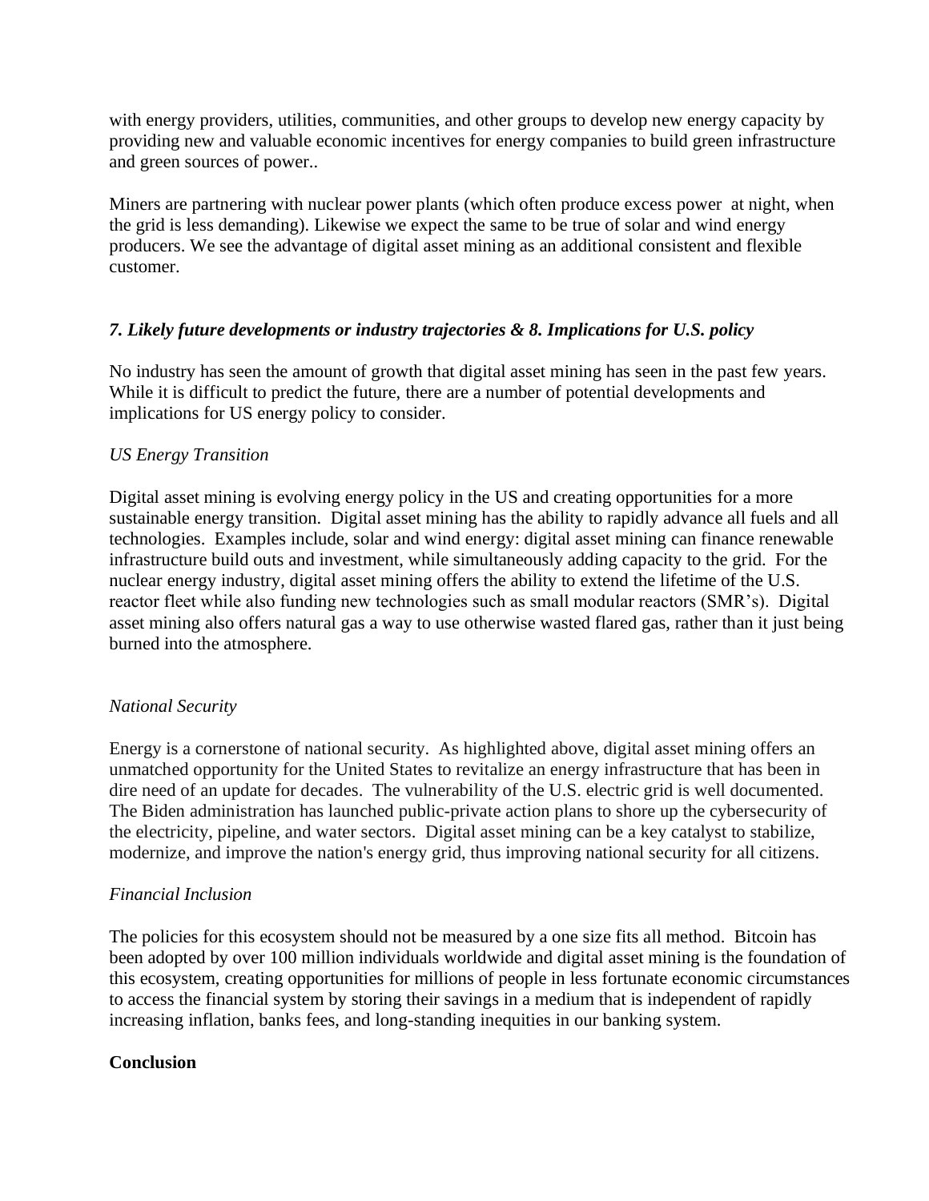with energy providers, utilities, communities, and other groups to develop new energy capacity by providing new and valuable economic incentives for energy companies to build green infrastructure and green sources of power..

Miners are partnering with nuclear power plants (which often produce excess power at night, when the grid is less demanding). Likewise we expect the same to be true of solar and wind energy producers. We see the advantage of digital asset mining as an additional consistent and flexible customer.

### *7. Likely future developments or industry trajectories & 8. Implications for U.S. policy*

No industry has seen the amount of growth that digital asset mining has seen in the past few years. While it is difficult to predict the future, there are a number of potential developments and implications for US energy policy to consider.

*US Energy Transition*

Digital asset mining is evolving energy policy in the US and creating opportunities for a more sustainable energy transition. Digital asset mining has the ability to rapidly advance all fuels and all technologies. Examples include, solar and wind energy: digital asset mining can finance renewable infrastructure build outs and investment, while simultaneously adding capacity to the grid. For the nuclear energy industry, digital asset mining offers the ability to extend the lifetime of the U.S. reactor fleet while also funding new technologies such as small modular reactors (SMR's). Digital asset mining also offers natural gas a way to use otherwise wasted flared gas, rather than it just being burned into the atmosphere.

*National Security*

Energy is a cornerstone of national security. As highlighted above, digital asset mining offers an unmatched opportunity for the United States to revitalize an energy infrastructure that has been in dire need of an update for decades. The vulnerability of the U.S. electric grid is well documented. The Biden administration has launched public-private action plans to shore up the cybersecurity of the electricity, pipeline, and water sectors. Digital asset mining can be a key catalyst to stabilize, modernize, and improve the nation's energy grid, thus improving national security for all citizens.

*Financial Inclusion*

The policies for this ecosystem should not be measured by a one size fits all method. Bitcoin has been adopted by over 100 million individuals worldwide and digital asset mining is the foundation of this ecosystem, creating opportunities for millions of people in less fortunate economic circumstances to access the financial system by storing their savings in a medium that is independent of rapidly increasing inflation, banks fees, and long-standing inequities in our banking system.

**Conclusion**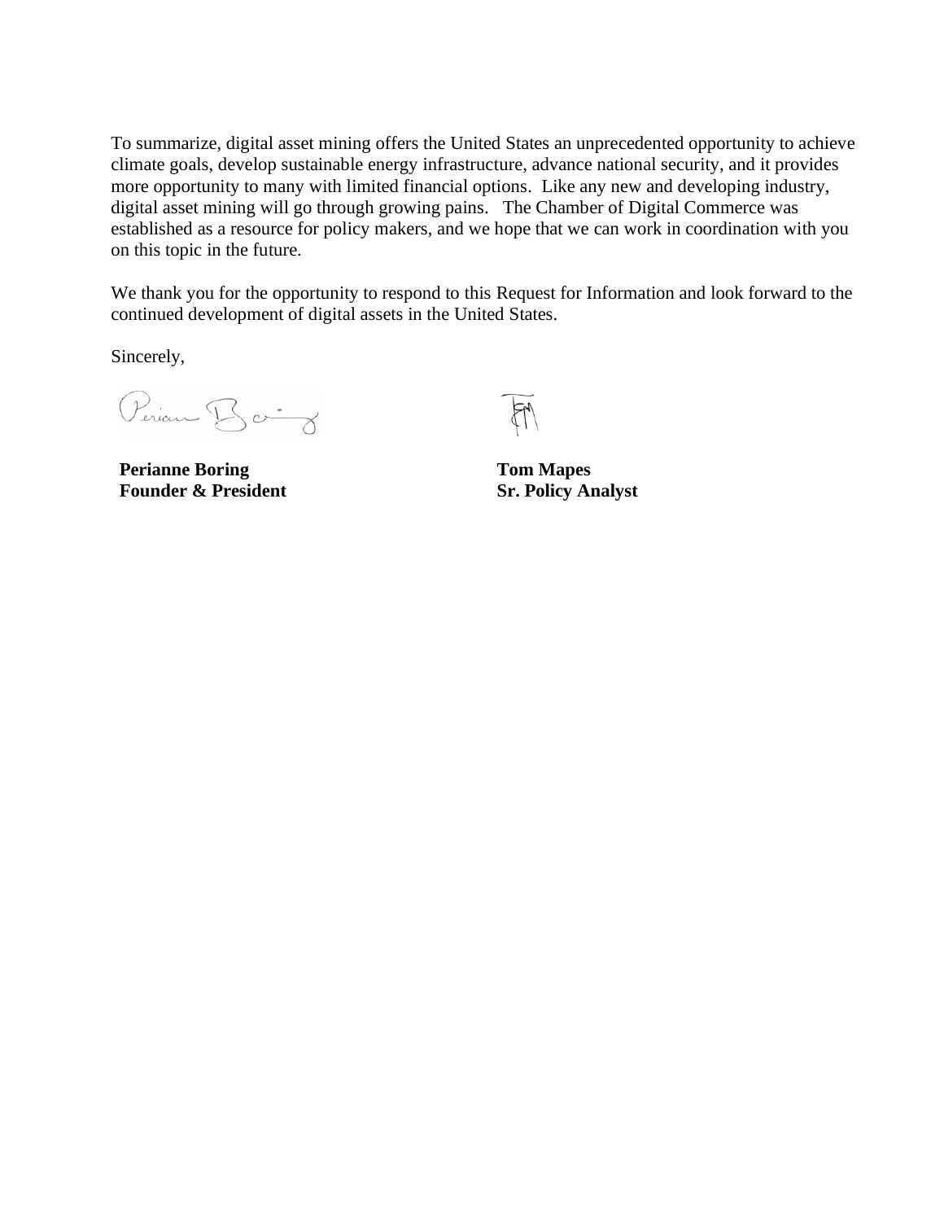To summarize, digital asset mining offers the United States an unprecedented opportunity to achieve climate goals, develop sustainable energy infrastructure, advance national security, and it provides more opportunity to many with limited financial options. Like any new and developing industry, digital asset mining will go through growing pains. The Chamber of Digital Commerce was established as a resource for policy makers, and we hope that we can work in coordination with you on this topic in the future.

We thank you for the opportunity to respond to this Request for Information and look forward to the continued development of digital assets in the United States.

Sincerely,

**Perianne Boring**
**Founder & President**

**Tom Mapes**
**Sr. Policy Analyst**